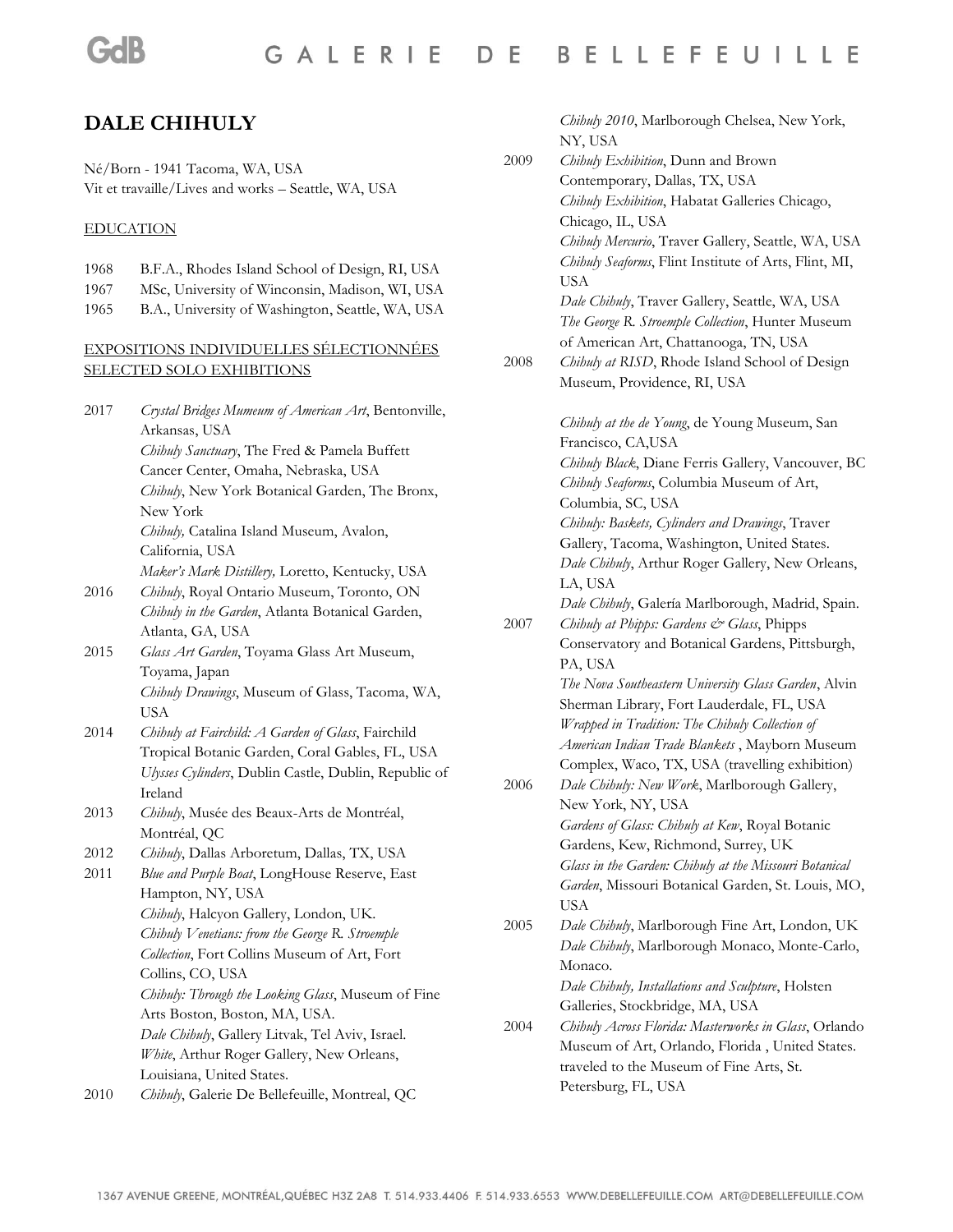# DALE CHIHULY

Né/Born - 1941 Tacoma, WA, USA
Vit et travaille/Lives and works – Seattle, WA, USA

## EDUCATION

1968 B.F.A., Rhodes Island School of Design, RI, USA
1967 MSc, University of Winconsin, Madison, WI, USA
1965 B.A., University of Washington, Seattle, WA, USA

## EXPOSITIONS INDIVIDUELLES SÉLECTIONNÉES
## SELECTED SOLO EXHIBITIONS

2017 *Crystal Bridges Mumeum of American Art*, Bentonville, Arkansas, USA
*Chihuly Sanctuary*, The Fred & Pamela Buffett Cancer Center, Omaha, Nebraska, USA
*Chihuly*, New York Botanical Garden, The Bronx, New York
*Chihuly,* Catalina Island Museum, Avalon, California, USA
*Maker's Mark Distillery,* Loretto, Kentucky, USA

2016 *Chihuly*, Royal Ontario Museum, Toronto, ON
*Chihuly in the Garden*, Atlanta Botanical Garden, Atlanta, GA, USA

2015 *Glass Art Garden*, Toyama Glass Art Museum, Toyama, Japan
*Chihuly Drawings*, Museum of Glass, Tacoma, WA, USA

2014 *Chihuly at Fairchild: A Garden of Glass*, Fairchild Tropical Botanic Garden, Coral Gables, FL, USA
*Ulysses Cylinders*, Dublin Castle, Dublin, Republic of Ireland

2013 *Chihuly*, Musée des Beaux-Arts de Montréal, Montréal, QC

2012 *Chihuly*, Dallas Arboretum, Dallas, TX, USA

2011 *Blue and Purple Boat*, LongHouse Reserve, East Hampton, NY, USA
*Chihuly*, Halcyon Gallery, London, UK.
*Chihuly Venetians: from the George R. Stroemple Collection*, Fort Collins Museum of Art, Fort Collins, CO, USA
*Chihuly: Through the Looking Glass*, Museum of Fine Arts Boston, Boston, MA, USA.
*Dale Chihuly*, Gallery Litvak, Tel Aviv, Israel.
*White*, Arthur Roger Gallery, New Orleans, Louisiana, United States.

2010 *Chihuly*, Galerie De Bellefeuille, Montreal, QC
*Chihuly 2010*, Marlborough Chelsea, New York, NY, USA

2009 *Chihuly Exhibition*, Dunn and Brown Contemporary, Dallas, TX, USA
*Chihuly Exhibition*, Habatat Galleries Chicago, Chicago, IL, USA
*Chihuly Mercurio*, Traver Gallery, Seattle, WA, USA
*Chihuly Seaforms*, Flint Institute of Arts, Flint, MI, USA
*Dale Chihuly*, Traver Gallery, Seattle, WA, USA
*The George R. Stroemple Collection*, Hunter Museum of American Art, Chattanooga, TN, USA

2008 *Chihuly at RISD*, Rhode Island School of Design Museum, Providence, RI, USA
*Chihuly at the de Young*, de Young Museum, San Francisco, CA,USA
*Chihuly Black*, Diane Ferris Gallery, Vancouver, BC
*Chihuly Seaforms*, Columbia Museum of Art, Columbia, SC, USA
*Chihuly: Baskets, Cylinders and Drawings*, Traver Gallery, Tacoma, Washington, United States.
*Dale Chihuly*, Arthur Roger Gallery, New Orleans, LA, USA
*Dale Chihuly*, Galería Marlborough, Madrid, Spain.

2007 *Chihuly at Phipps: Gardens & Glass*, Phipps Conservatory and Botanical Gardens, Pittsburgh, PA, USA
*The Nova Southeastern University Glass Garden*, Alvin Sherman Library, Fort Lauderdale, FL, USA
*Wrapped in Tradition: The Chihuly Collection of American Indian Trade Blankets* , Mayborn Museum Complex, Waco, TX, USA (travelling exhibition)

2006 *Dale Chihuly: New Work*, Marlborough Gallery, New York, NY, USA
*Gardens of Glass: Chihuly at Kew*, Royal Botanic Gardens, Kew, Richmond, Surrey, UK
*Glass in the Garden: Chihuly at the Missouri Botanical Garden*, Missouri Botanical Garden, St. Louis, MO, USA

2005 *Dale Chihuly*, Marlborough Fine Art, London, UK
*Dale Chihuly*, Marlborough Monaco, Monte-Carlo, Monaco.
*Dale Chihuly, Installations and Sculpture*, Holsten Galleries, Stockbridge, MA, USA

2004 *Chihuly Across Florida: Masterworks in Glass*, Orlando Museum of Art, Orlando, Florida , United States. traveled to the Museum of Fine Arts, St. Petersburg, FL, USA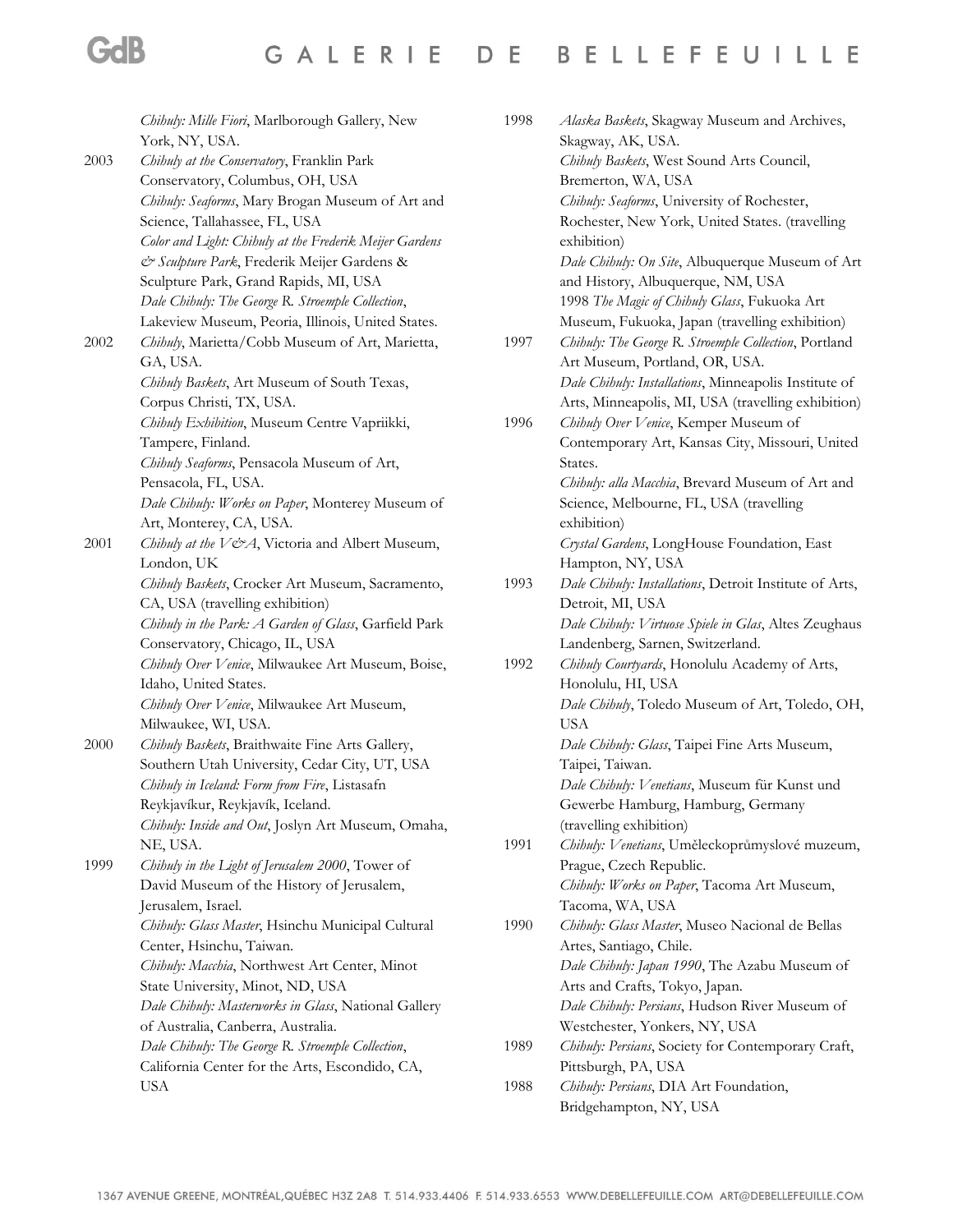*Chihuly: Mille Fiori*, Marlborough Gallery, New York, NY, USA.

2003 *Chihuly at the Conservatory*, Franklin Park Conservatory, Columbus, OH, USA
*Chihuly: Seaforms*, Mary Brogan Museum of Art and Science, Tallahassee, FL, USA
*Color and Light: Chihuly at the Frederik Meijer Gardens & Sculpture Park*, Frederik Meijer Gardens & Sculpture Park, Grand Rapids, MI, USA
*Dale Chihuly: The George R. Stroemple Collection*, Lakeview Museum, Peoria, Illinois, United States.

2002 *Chihuly*, Marietta/Cobb Museum of Art, Marietta, GA, USA.
*Chihuly Baskets*, Art Museum of South Texas, Corpus Christi, TX, USA.
*Chihuly Exhibition*, Museum Centre Vapriikki, Tampere, Finland.
*Chihuly Seaforms*, Pensacola Museum of Art, Pensacola, FL, USA.
*Dale Chihuly: Works on Paper*, Monterey Museum of Art, Monterey, CA, USA.

2001 *Chihuly at the V&A*, Victoria and Albert Museum, London, UK
*Chihuly Baskets*, Crocker Art Museum, Sacramento, CA, USA (travelling exhibition)
*Chihuly in the Park: A Garden of Glass*, Garfield Park Conservatory, Chicago, IL, USA
*Chihuly Over Venice*, Milwaukee Art Museum, Boise, Idaho, United States.
*Chihuly Over Venice*, Milwaukee Art Museum, Milwaukee, WI, USA.

2000 *Chihuly Baskets*, Braithwaite Fine Arts Gallery, Southern Utah University, Cedar City, UT, USA
*Chihuly in Iceland: Form from Fire*, Listasafn Reykjavíkur, Reykjavík, Iceland.
*Chihuly: Inside and Out*, Joslyn Art Museum, Omaha, NE, USA.

1999 *Chihuly in the Light of Jerusalem 2000*, Tower of David Museum of the History of Jerusalem, Jerusalem, Israel.
*Chihuly: Glass Master*, Hsinchu Municipal Cultural Center, Hsinchu, Taiwan.
*Chihuly: Macchia*, Northwest Art Center, Minot State University, Minot, ND, USA
*Dale Chihuly: Masterworks in Glass*, National Gallery of Australia, Canberra, Australia.
*Dale Chihuly: The George R. Stroemple Collection*, California Center for the Arts, Escondido, CA, USA

1998 *Alaska Baskets*, Skagway Museum and Archives, Skagway, AK, USA.
*Chihuly Baskets*, West Sound Arts Council, Bremerton, WA, USA
*Chihuly: Seaforms*, University of Rochester, Rochester, New York, United States. (travelling exhibition)
*Dale Chihuly: On Site*, Albuquerque Museum of Art and History, Albuquerque, NM, USA
1998 *The Magic of Chihuly Glass*, Fukuoka Art Museum, Fukuoka, Japan (travelling exhibition)

1997 *Chihuly: The George R. Stroemple Collection*, Portland Art Museum, Portland, OR, USA.
*Dale Chihuly: Installations*, Minneapolis Institute of Arts, Minneapolis, MI, USA (travelling exhibition)

1996 *Chihuly Over Venice*, Kemper Museum of Contemporary Art, Kansas City, Missouri, United States.
*Chihuly: alla Macchia*, Brevard Museum of Art and Science, Melbourne, FL, USA (travelling exhibition)
*Crystal Gardens*, LongHouse Foundation, East Hampton, NY, USA

1993 *Dale Chihuly: Installations*, Detroit Institute of Arts, Detroit, MI, USA
*Dale Chihuly: Virtuose Spiele in Glas*, Altes Zeughaus Landenberg, Sarnen, Switzerland.

1992 *Chihuly Courtyards*, Honolulu Academy of Arts, Honolulu, HI, USA
*Dale Chihuly*, Toledo Museum of Art, Toledo, OH, USA
*Dale Chihuly: Glass*, Taipei Fine Arts Museum, Taipei, Taiwan.
*Dale Chihuly: Venetians*, Museum für Kunst und Gewerbe Hamburg, Hamburg, Germany (travelling exhibition)

1991 *Chihuly: Venetians*, Uměleckoprůmyslové muzeum, Prague, Czech Republic.
*Chihuly: Works on Paper*, Tacoma Art Museum, Tacoma, WA, USA

1990 *Chihuly: Glass Master*, Museo Nacional de Bellas Artes, Santiago, Chile.
*Dale Chihuly: Japan 1990*, The Azabu Museum of Arts and Crafts, Tokyo, Japan.
*Dale Chihuly: Persians*, Hudson River Museum of Westchester, Yonkers, NY, USA

1989 *Chihuly: Persians*, Society for Contemporary Craft, Pittsburgh, PA, USA

1988 *Chihuly: Persians*, DIA Art Foundation, Bridgehampton, NY, USA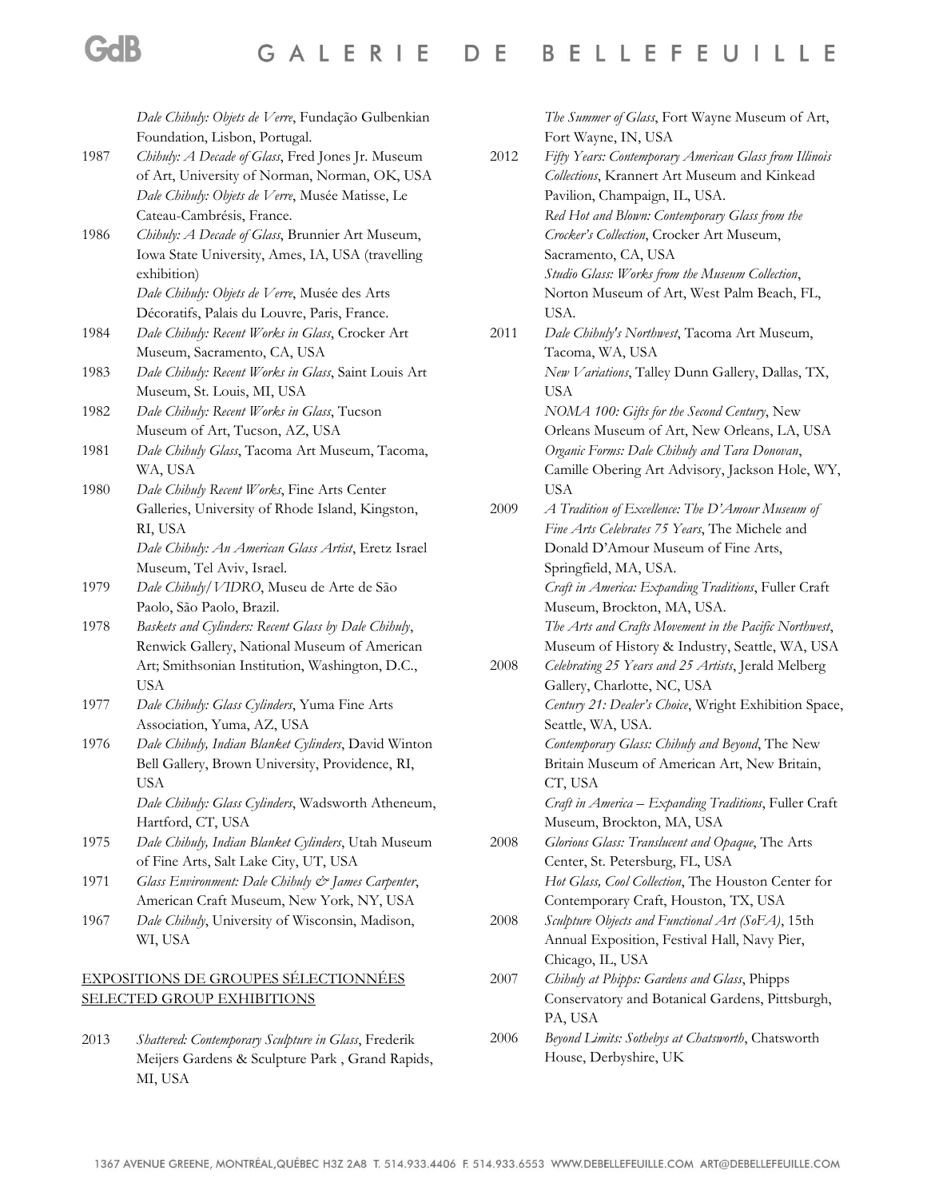*Dale Chihuly: Objets de Verre*, Fundação Gulbenkian Foundation, Lisbon, Portugal.

1987 *Chihuly: A Decade of Glass*, Fred Jones Jr. Museum of Art, University of Norman, Norman, OK, USA
*Dale Chihuly: Objets de Verre*, Musée Matisse, Le Cateau-Cambrésis, France.

1986 *Chihuly: A Decade of Glass*, Brunnier Art Museum, Iowa State University, Ames, IA, USA (travelling exhibition)
*Dale Chihuly: Objets de Verre*, Musée des Arts Décoratifs, Palais du Louvre, Paris, France.

1984 *Dale Chihuly: Recent Works in Glass*, Crocker Art Museum, Sacramento, CA, USA

1983 *Dale Chihuly: Recent Works in Glass*, Saint Louis Art Museum, St. Louis, MI, USA

1982 *Dale Chihuly: Recent Works in Glass*, Tucson Museum of Art, Tucson, AZ, USA

1981 *Dale Chihuly Glass*, Tacoma Art Museum, Tacoma, WA, USA

1980 *Dale Chihuly Recent Works*, Fine Arts Center Galleries, University of Rhode Island, Kingston, RI, USA
*Dale Chihuly: An American Glass Artist*, Eretz Israel Museum, Tel Aviv, Israel.

1979 *Dale Chihuly/VIDRO*, Museu de Arte de São Paolo, São Paolo, Brazil.

1978 *Baskets and Cylinders: Recent Glass by Dale Chihuly*, Renwick Gallery, National Museum of American Art; Smithsonian Institution, Washington, D.C., USA

1977 *Dale Chihuly: Glass Cylinders*, Yuma Fine Arts Association, Yuma, AZ, USA

1976 *Dale Chihuly, Indian Blanket Cylinders*, David Winton Bell Gallery, Brown University, Providence, RI, USA
*Dale Chihuly: Glass Cylinders*, Wadsworth Atheneum, Hartford, CT, USA

1975 *Dale Chihuly, Indian Blanket Cylinders*, Utah Museum of Fine Arts, Salt Lake City, UT, USA

1971 *Glass Environment: Dale Chihuly & James Carpenter*, American Craft Museum, New York, NY, USA

1967 *Dale Chihuly*, University of Wisconsin, Madison, WI, USA

## EXPOSITIONS DE GROUPES SÉLECTIONNÉES
## SELECTED GROUP EXHIBITIONS

2013 *Shattered: Contemporary Sculpture in Glass*, Frederik Meijers Gardens & Sculpture Park , Grand Rapids, MI, USA
*The Summer of Glass*, Fort Wayne Museum of Art, Fort Wayne, IN, USA

2012 *Fifty Years: Contemporary American Glass from Illinois Collections*, Krannert Art Museum and Kinkead Pavilion, Champaign, IL, USA.
*Red Hot and Blown: Contemporary Glass from the Crocker's Collection*, Crocker Art Museum, Sacramento, CA, USA
*Studio Glass: Works from the Museum Collection*, Norton Museum of Art, West Palm Beach, FL, USA.

2011 *Dale Chihuly's Northwest*, Tacoma Art Museum, Tacoma, WA, USA
*New Variations*, Talley Dunn Gallery, Dallas, TX, USA
*NOMA 100: Gifts for the Second Century*, New Orleans Museum of Art, New Orleans, LA, USA
*Organic Forms: Dale Chihuly and Tara Donovan*, Camille Obering Art Advisory, Jackson Hole, WY, USA

2009 *A Tradition of Excellence: The D'Amour Museum of Fine Arts Celebrates 75 Years*, The Michele and Donald D'Amour Museum of Fine Arts, Springfield, MA, USA.
*Craft in America: Expanding Traditions*, Fuller Craft Museum, Brockton, MA, USA.
*The Arts and Crafts Movement in the Pacific Northwest*, Museum of History & Industry, Seattle, WA, USA

2008 *Celebrating 25 Years and 25 Artists*, Jerald Melberg Gallery, Charlotte, NC, USA
*Century 21: Dealer's Choice*, Wright Exhibition Space, Seattle, WA, USA.
*Contemporary Glass: Chihuly and Beyond*, The New Britain Museum of American Art, New Britain, CT, USA
*Craft in America – Expanding Traditions*, Fuller Craft Museum, Brockton, MA, USA

2008 *Glorious Glass: Translucent and Opaque*, The Arts Center, St. Petersburg, FL, USA
*Hot Glass, Cool Collection*, The Houston Center for Contemporary Craft, Houston, TX, USA

2008 *Sculpture Objects and Functional Art (SoFA)*, 15th Annual Exposition, Festival Hall, Navy Pier, Chicago, IL, USA

2007 *Chihuly at Phipps: Gardens and Glass*, Phipps Conservatory and Botanical Gardens, Pittsburgh, PA, USA

2006 *Beyond Limits: Sothebys at Chatsworth*, Chatsworth House, Derbyshire, UK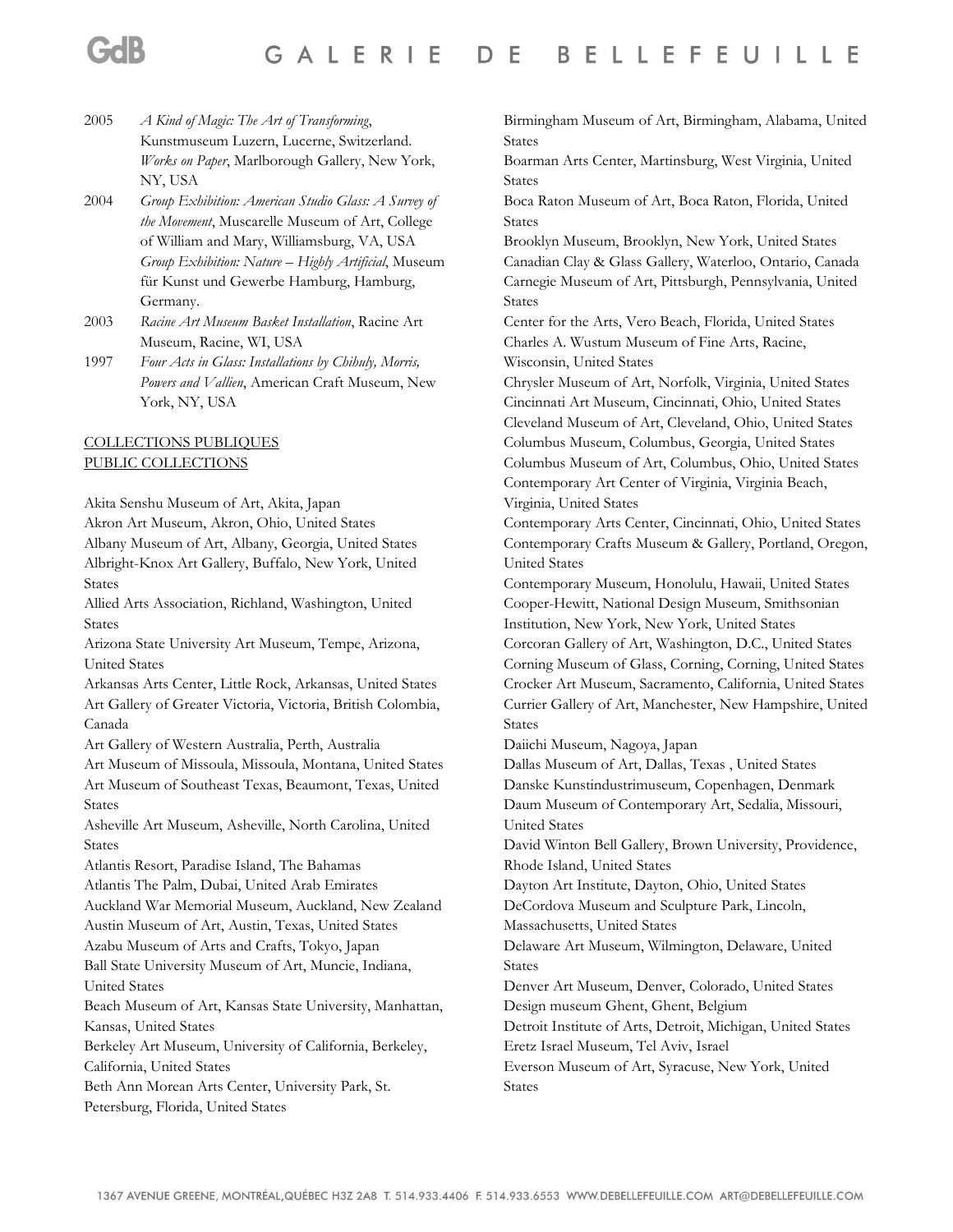2005 *A Kind of Magic: The Art of Transforming*, Kunstmuseum Luzern, Lucerne, Switzerland.
*Works on Paper*, Marlborough Gallery, New York, NY, USA

2004 *Group Exhibition: American Studio Glass: A Survey of the Movement*, Muscarelle Museum of Art, College of William and Mary, Williamsburg, VA, USA
*Group Exhibition: Nature – Highly Artificial*, Museum für Kunst und Gewerbe Hamburg, Hamburg, Germany.

2003 *Racine Art Museum Basket Installation*, Racine Art Museum, Racine, WI, USA

1997 *Four Acts in Glass: Installations by Chihuly, Morris, Powers and Vallien*, American Craft Museum, New York, NY, USA

COLLECTIONS PUBLIQUES
PUBLIC COLLECTIONS

Akita Senshu Museum of Art, Akita, Japan
Akron Art Museum, Akron, Ohio, United States
Albany Museum of Art, Albany, Georgia, United States
Albright-Knox Art Gallery, Buffalo, New York, United States
Allied Arts Association, Richland, Washington, United States
Arizona State University Art Museum, Tempe, Arizona, United States
Arkansas Arts Center, Little Rock, Arkansas, United States
Art Gallery of Greater Victoria, Victoria, British Colombia, Canada
Art Gallery of Western Australia, Perth, Australia
Art Museum of Missoula, Missoula, Montana, United States
Art Museum of Southeast Texas, Beaumont, Texas, United States
Asheville Art Museum, Asheville, North Carolina, United States
Atlantis Resort, Paradise Island, The Bahamas
Atlantis The Palm, Dubai, United Arab Emirates
Auckland War Memorial Museum, Auckland, New Zealand
Austin Museum of Art, Austin, Texas, United States
Azabu Museum of Arts and Crafts, Tokyo, Japan
Ball State University Museum of Art, Muncie, Indiana, United States
Beach Museum of Art, Kansas State University, Manhattan, Kansas, United States
Berkeley Art Museum, University of California, Berkeley, California, United States
Beth Ann Morean Arts Center, University Park, St. Petersburg, Florida, United States
Birmingham Museum of Art, Birmingham, Alabama, United States
Boarman Arts Center, Martinsburg, West Virginia, United States
Boca Raton Museum of Art, Boca Raton, Florida, United States
Brooklyn Museum, Brooklyn, New York, United States
Canadian Clay & Glass Gallery, Waterloo, Ontario, Canada
Carnegie Museum of Art, Pittsburgh, Pennsylvania, United States
Center for the Arts, Vero Beach, Florida, United States
Charles A. Wustum Museum of Fine Arts, Racine, Wisconsin, United States
Chrysler Museum of Art, Norfolk, Virginia, United States
Cincinnati Art Museum, Cincinnati, Ohio, United States
Cleveland Museum of Art, Cleveland, Ohio, United States
Columbus Museum, Columbus, Georgia, United States
Columbus Museum of Art, Columbus, Ohio, United States
Contemporary Art Center of Virginia, Virginia Beach, Virginia, United States
Contemporary Arts Center, Cincinnati, Ohio, United States
Contemporary Crafts Museum & Gallery, Portland, Oregon, United States
Contemporary Museum, Honolulu, Hawaii, United States
Cooper-Hewitt, National Design Museum, Smithsonian Institution, New York, New York, United States
Corcoran Gallery of Art, Washington, D.C., United States
Corning Museum of Glass, Corning, Corning, United States
Crocker Art Museum, Sacramento, California, United States
Currier Gallery of Art, Manchester, New Hampshire, United States
Daiichi Museum, Nagoya, Japan
Dallas Museum of Art, Dallas, Texas , United States
Danske Kunstindustrimuseum, Copenhagen, Denmark
Daum Museum of Contemporary Art, Sedalia, Missouri, United States
David Winton Bell Gallery, Brown University, Providence, Rhode Island, United States
Dayton Art Institute, Dayton, Ohio, United States
DeCordova Museum and Sculpture Park, Lincoln, Massachusetts, United States
Delaware Art Museum, Wilmington, Delaware, United States
Denver Art Museum, Denver, Colorado, United States
Design museum Ghent, Ghent, Belgium
Detroit Institute of Arts, Detroit, Michigan, United States
Eretz Israel Museum, Tel Aviv, Israel
Everson Museum of Art, Syracuse, New York, United States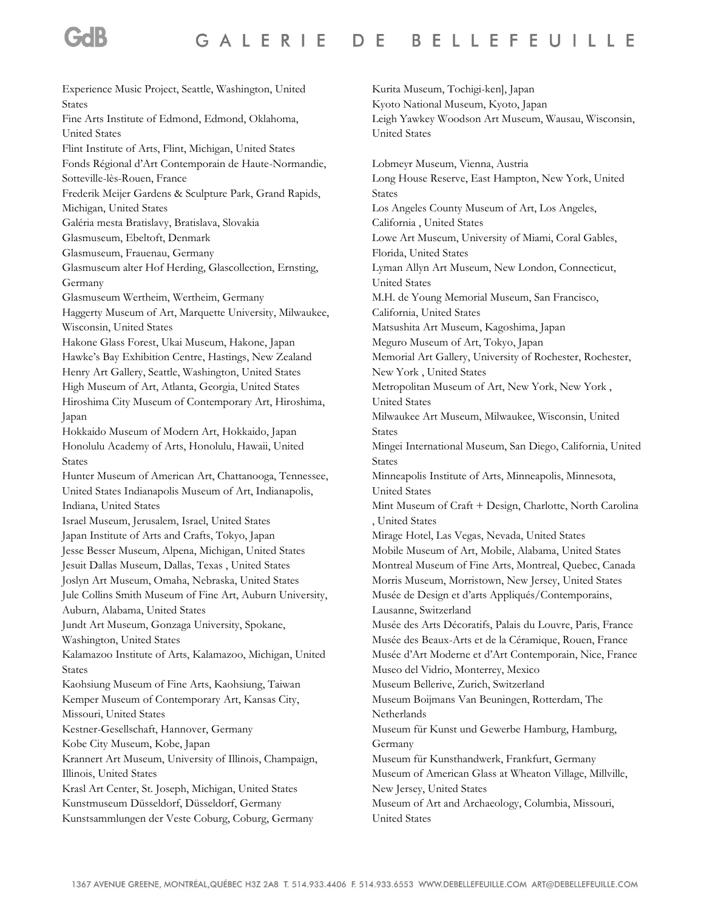Experience Music Project, Seattle, Washington, United States
Fine Arts Institute of Edmond, Edmond, Oklahoma, United States
Flint Institute of Arts, Flint, Michigan, United States
Fonds Régional d'Art Contemporain de Haute-Normandie, Sotteville-lès-Rouen, France
Frederik Meijer Gardens & Sculpture Park, Grand Rapids, Michigan, United States
Galéria mesta Bratislavy, Bratislava, Slovakia
Glasmuseum, Ebeltoft, Denmark
Glasmuseum, Frauenau, Germany
Glasmuseum alter Hof Herding, Glascollection, Ernsting, Germany
Glasmuseum Wertheim, Wertheim, Germany
Haggerty Museum of Art, Marquette University, Milwaukee, Wisconsin, United States
Hakone Glass Forest, Ukai Museum, Hakone, Japan
Hawke's Bay Exhibition Centre, Hastings, New Zealand
Henry Art Gallery, Seattle, Washington, United States
High Museum of Art, Atlanta, Georgia, United States
Hiroshima City Museum of Contemporary Art, Hiroshima, Japan
Hokkaido Museum of Modern Art, Hokkaido, Japan
Honolulu Academy of Arts, Honolulu, Hawaii, United States
Hunter Museum of American Art, Chattanooga, Tennessee, United States Indianapolis Museum of Art, Indianapolis, Indiana, United States
Israel Museum, Jerusalem, Israel, United States
Japan Institute of Arts and Crafts, Tokyo, Japan
Jesse Besser Museum, Alpena, Michigan, United States
Jesuit Dallas Museum, Dallas, Texas , United States
Joslyn Art Museum, Omaha, Nebraska, United States
Jule Collins Smith Museum of Fine Art, Auburn University, Auburn, Alabama, United States
Jundt Art Museum, Gonzaga University, Spokane, Washington, United States
Kalamazoo Institute of Arts, Kalamazoo, Michigan, United States
Kaohsiung Museum of Fine Arts, Kaohsiung, Taiwan
Kemper Museum of Contemporary Art, Kansas City, Missouri, United States
Kestner-Gesellschaft, Hannover, Germany
Kobe City Museum, Kobe, Japan
Krannert Art Museum, University of Illinois, Champaign, Illinois, United States
Krasl Art Center, St. Joseph, Michigan, United States
Kunstmuseum Düsseldorf, Düsseldorf, Germany
Kunstsammlungen der Veste Coburg, Coburg, Germany
Kurita Museum, Tochigi-ken], Japan
Kyoto National Museum, Kyoto, Japan
Leigh Yawkey Woodson Art Museum, Wausau, Wisconsin, United States

Lobmeyr Museum, Vienna, Austria
Long House Reserve, East Hampton, New York, United States
Los Angeles County Museum of Art, Los Angeles, California , United States
Lowe Art Museum, University of Miami, Coral Gables, Florida, United States
Lyman Allyn Art Museum, New London, Connecticut, United States
M.H. de Young Memorial Museum, San Francisco, California, United States
Matsushita Art Museum, Kagoshima, Japan
Meguro Museum of Art, Tokyo, Japan
Memorial Art Gallery, University of Rochester, Rochester, New York , United States
Metropolitan Museum of Art, New York, New York , United States
Milwaukee Art Museum, Milwaukee, Wisconsin, United States
Mingei International Museum, San Diego, California, United States
Minneapolis Institute of Arts, Minneapolis, Minnesota, United States
Mint Museum of Craft + Design, Charlotte, North Carolina , United States
Mirage Hotel, Las Vegas, Nevada, United States
Mobile Museum of Art, Mobile, Alabama, United States
Montreal Museum of Fine Arts, Montreal, Quebec, Canada
Morris Museum, Morristown, New Jersey, United States
Musée de Design et d'arts Appliqués/Contemporains, Lausanne, Switzerland
Musée des Arts Décoratifs, Palais du Louvre, Paris, France
Musée des Beaux-Arts et de la Céramique, Rouen, France
Musée d'Art Moderne et d'Art Contemporain, Nice, France
Museo del Vidrio, Monterrey, Mexico
Museum Bellerive, Zurich, Switzerland
Museum Boijmans Van Beuningen, Rotterdam, The Netherlands
Museum für Kunst und Gewerbe Hamburg, Hamburg, Germany
Museum für Kunsthandwerk, Frankfurt, Germany
Museum of American Glass at Wheaton Village, Millville, New Jersey, United States
Museum of Art and Archaeology, Columbia, Missouri, United States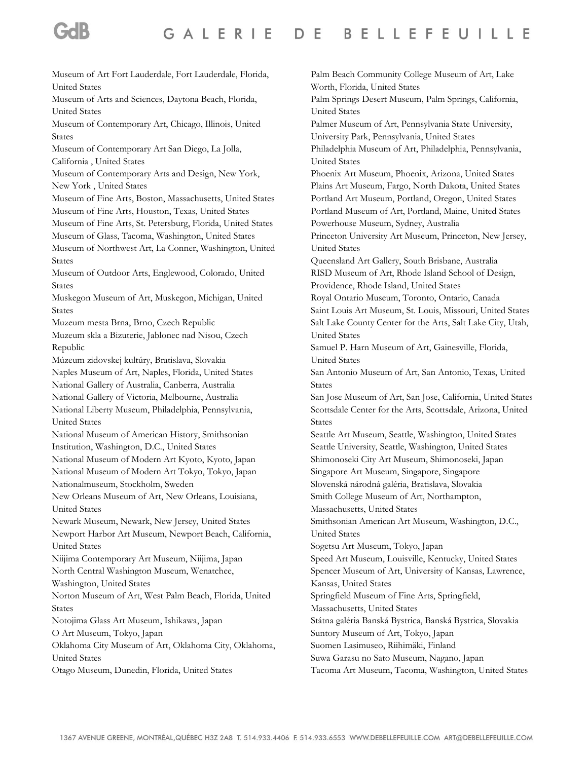Museum of Art Fort Lauderdale, Fort Lauderdale, Florida, United States
Museum of Arts and Sciences, Daytona Beach, Florida, United States
Museum of Contemporary Art, Chicago, Illinois, United States
Museum of Contemporary Art San Diego, La Jolla, California , United States
Museum of Contemporary Arts and Design, New York, New York , United States
Museum of Fine Arts, Boston, Massachusetts, United States
Museum of Fine Arts, Houston, Texas, United States
Museum of Fine Arts, St. Petersburg, Florida, United States
Museum of Glass, Tacoma, Washington, United States
Museum of Northwest Art, La Conner, Washington, United States
Museum of Outdoor Arts, Englewood, Colorado, United States
Muskegon Museum of Art, Muskegon, Michigan, United States
Muzeum mesta Brna, Brno, Czech Republic
Muzeum skla a Bizuterie, Jablonec nad Nisou, Czech Republic
Múzeum zidovskej kultúry, Bratislava, Slovakia
Naples Museum of Art, Naples, Florida, United States
National Gallery of Australia, Canberra, Australia
National Gallery of Victoria, Melbourne, Australia
National Liberty Museum, Philadelphia, Pennsylvania, United States
National Museum of American History, Smithsonian Institution, Washington, D.C., United States
National Museum of Modern Art Kyoto, Kyoto, Japan
National Museum of Modern Art Tokyo, Tokyo, Japan
Nationalmuseum, Stockholm, Sweden
New Orleans Museum of Art, New Orleans, Louisiana, United States
Newark Museum, Newark, New Jersey, United States
Newport Harbor Art Museum, Newport Beach, California, United States
Niijima Contemporary Art Museum, Niijima, Japan
North Central Washington Museum, Wenatchee, Washington, United States
Norton Museum of Art, West Palm Beach, Florida, United States
Notojima Glass Art Museum, Ishikawa, Japan
O Art Museum, Tokyo, Japan
Oklahoma City Museum of Art, Oklahoma City, Oklahoma, United States
Otago Museum, Dunedin, Florida, United States
Palm Beach Community College Museum of Art, Lake Worth, Florida, United States
Palm Springs Desert Museum, Palm Springs, California, United States
Palmer Museum of Art, Pennsylvania State University, University Park, Pennsylvania, United States
Philadelphia Museum of Art, Philadelphia, Pennsylvania, United States
Phoenix Art Museum, Phoenix, Arizona, United States
Plains Art Museum, Fargo, North Dakota, United States
Portland Art Museum, Portland, Oregon, United States
Portland Museum of Art, Portland, Maine, United States
Powerhouse Museum, Sydney, Australia
Princeton University Art Museum, Princeton, New Jersey, United States
Queensland Art Gallery, South Brisbane, Australia
RISD Museum of Art, Rhode Island School of Design, Providence, Rhode Island, United States
Royal Ontario Museum, Toronto, Ontario, Canada
Saint Louis Art Museum, St. Louis, Missouri, United States
Salt Lake County Center for the Arts, Salt Lake City, Utah, United States
Samuel P. Harn Museum of Art, Gainesville, Florida, United States
San Antonio Museum of Art, San Antonio, Texas, United States
San Jose Museum of Art, San Jose, California, United States
Scottsdale Center for the Arts, Scottsdale, Arizona, United States
Seattle Art Museum, Seattle, Washington, United States
Seattle University, Seattle, Washington, United States
Shimonoseki City Art Museum, Shimonoseki, Japan
Singapore Art Museum, Singapore, Singapore
Slovenská národná galéria, Bratislava, Slovakia
Smith College Museum of Art, Northampton, Massachusetts, United States
Smithsonian American Art Museum, Washington, D.C., United States
Sogetsu Art Museum, Tokyo, Japan
Speed Art Museum, Louisville, Kentucky, United States
Spencer Museum of Art, University of Kansas, Lawrence, Kansas, United States
Springfield Museum of Fine Arts, Springfield, Massachusetts, United States
Státna galéria Banská Bystrica, Banská Bystrica, Slovakia
Suntory Museum of Art, Tokyo, Japan
Suomen Lasimuseo, Riihimäki, Finland
Suwa Garasu no Sato Museum, Nagano, Japan
Tacoma Art Museum, Tacoma, Washington, United States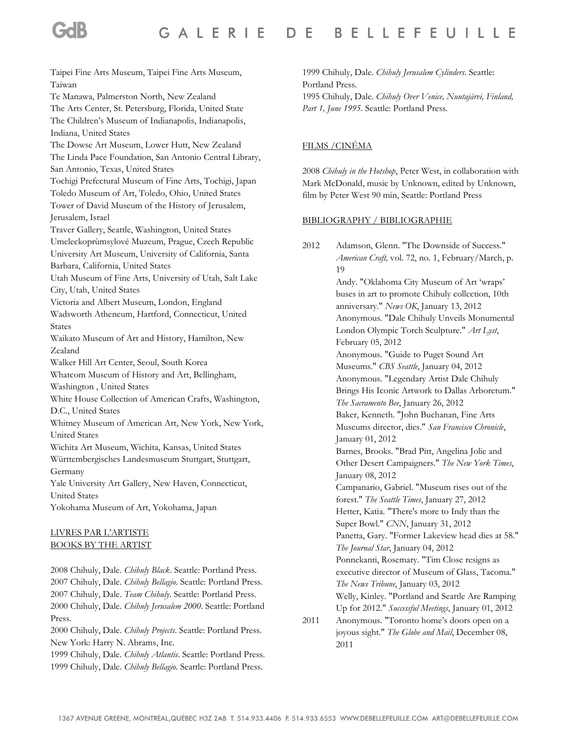Taipei Fine Arts Museum, Taipei Fine Arts Museum, Taiwan
Te Manawa, Palmerston North, New Zealand
The Arts Center, St. Petersburg, Florida, United State
The Children's Museum of Indianapolis, Indianapolis, Indiana, United States
The Dowse Art Museum, Lower Hutt, New Zealand
The Linda Pace Foundation, San Antonio Central Library, San Antonio, Texas, United States
Tochigi Prefectural Museum of Fine Arts, Tochigi, Japan
Toledo Museum of Art, Toledo, Ohio, United States
Tower of David Museum of the History of Jerusalem, Jerusalem, Israel
Traver Gallery, Seattle, Washington, United States
Umeleckoprùmsylové Muzeum, Prague, Czech Republic
University Art Museum, University of California, Santa Barbara, California, United States
Utah Museum of Fine Arts, University of Utah, Salt Lake City, Utah, United States
Victoria and Albert Museum, London, England
Wadsworth Atheneum, Hartford, Connecticut, United States
Waikato Museum of Art and History, Hamilton, New Zealand
Walker Hill Art Center, Seoul, South Korea
Whatcom Museum of History and Art, Bellingham, Washington , United States
White House Collection of American Crafts, Washington, D.C., United States
Whitney Museum of American Art, New York, New York, United States
Wichita Art Museum, Wichita, Kansas, United States
Württembergisches Landesmuseum Stuttgart, Stuttgart, Germany
Yale University Art Gallery, New Haven, Connecticut, United States
Yokohama Museum of Art, Yokohama, Japan

## LIVRES PAR L'ARTISTE
## BOOKS BY THE ARTIST

2008 Chihuly, Dale. *Chihuly Black*. Seattle: Portland Press.
2007 Chihuly, Dale. *Chihuly Bellagio*. Seattle: Portland Press.
2007 Chihuly, Dale. *Team Chihuly*. Seattle: Portland Press.
2000 Chihuly, Dale. *Chihuly Jerusalem 2000*. Seattle: Portland Press.
2000 Chihuly, Dale. *Chihuly Projects*. Seattle: Portland Press. New York: Harry N. Abrams, Inc.
1999 Chihuly, Dale. *Chihuly Atlantis*. Seattle: Portland Press.
1999 Chihuly, Dale. *Chihuly Bellagio*. Seattle: Portland Press.
1999 Chihuly, Dale. *Chihuly Jerusalem Cylinders*. Seattle: Portland Press.
1995 Chihuly, Dale. *Chihuly Over Venice, Nuutajärvi, Finland, Part 1, June 1995*. Seattle: Portland Press.

## FILMS /CINÉMA

2008 *Chihuly in the Hotshop*, Peter West, in collaboration with Mark McDonald, music by Unknown, edited by Unknown, film by Peter West 90 min, Seattle: Portland Press

## BIBLIOGRAPHY / BIBLIOGRAPHIE

2012 Adamson, Glenn. "The Downside of Success." *American Craft,* vol. 72, no. 1, February/March, p. 19
Andy. "Oklahoma City Museum of Art 'wraps' buses in art to promote Chihuly collection, 10th anniversary." *News OK*, January 13, 2012
Anonymous. "Dale Chihuly Unveils Monumental London Olympic Torch Sculpture." *Art Lyst*, February 05, 2012
Anonymous. "Guide to Puget Sound Art Museums." *CBS Seattle*, January 04, 2012
Anonymous. "Legendary Artist Dale Chihuly Brings His Iconic Artwork to Dallas Arboretum." *The Sacramento Bee*, January 26, 2012
Baker, Kenneth. "John Buchanan, Fine Arts Museums director, dies." *San Francisco Chronicle*, January 01, 2012
Barnes, Brooks. "Brad Pitt, Angelina Jolie and Other Desert Campaigners." *The New York Times*, January 08, 2012
Campanario, Gabriel. "Museum rises out of the forest." *The Seattle Times*, January 27, 2012
Hetter, Katia. "There's more to Indy than the Super Bowl." *CNN*, January 31, 2012
Panetta, Gary. "Former Lakeview head dies at 58." *The Journal Star*, January 04, 2012
Ponnekanti, Rosemary. "Tim Close resigns as executive director of Museum of Glass, Tacoma." *The News Tribune*, January 03, 2012
Welly, Kinley. "Portland and Seattle Are Ramping Up for 2012." *Successful Meetings*, January 01, 2012

2011 Anonymous. "Toronto home's doors open on a joyous sight." *The Globe and Mail*, December 08, 2011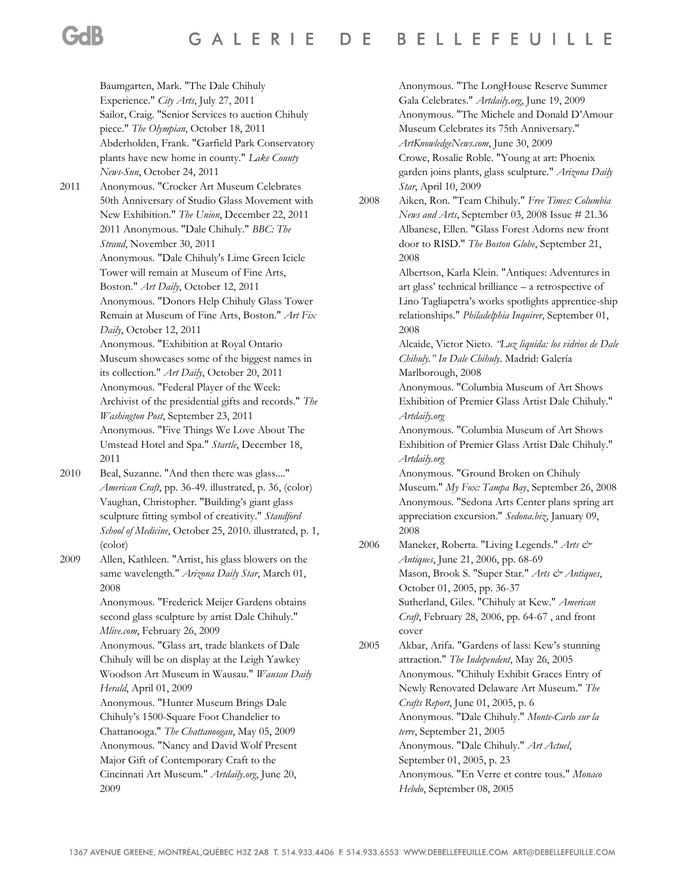Baumgarten, Mark. "The Dale Chihuly Experience." *City Arts*, July 27, 2011
Sailor, Craig. "Senior Services to auction Chihuly piece." *The Olympian*, October 18, 2011
Abderholden, Frank. "Garfield Park Conservatory plants have new home in county." *Lake County News-Sun*, October 24, 2011

2011 Anonymous. "Crocker Art Museum Celebrates 50th Anniversary of Studio Glass Movement with New Exhibition." *The Union*, December 22, 2011
2011 Anonymous. "Dale Chihuly." *BBC: The Strand*, November 30, 2011
Anonymous. "Dale Chihuly's Lime Green Icicle Tower will remain at Museum of Fine Arts, Boston." *Art Daily*, October 12, 2011
Anonymous. "Donors Help Chihuly Glass Tower Remain at Museum of Fine Arts, Boston." *Art Fix Daily*, October 12, 2011
Anonymous. "Exhibition at Royal Ontario Museum showcases some of the biggest names in its collection." *Art Daily*, October 20, 2011
Anonymous. "Federal Player of the Week: Archivist of the presidential gifts and records." *The Washington Post*, September 23, 2011
Anonymous. "Five Things We Love About The Umstead Hotel and Spa." *Startle*, December 18, 2011

2010 Beal, Suzanne. "And then there was glass...." *American Craft*, pp. 36-49. illustrated, p. 36, (color)
Vaughan, Christopher. "Building's giant glass sculpture fitting symbol of creativity." *Standford School of Medicine*, October 25, 2010. illustrated, p. 1, (color)

2009 Allen, Kathleen. "Artist, his glass blowers on the same wavelength." *Arizona Daily Star*, March 01, 2008
Anonymous. "Frederick Meijer Gardens obtains second glass sculpture by artist Dale Chihuly." *Mlive.com*, February 26, 2009
Anonymous. "Glass art, trade blankets of Dale Chihuly will be on display at the Leigh Yawkey Woodson Art Museum in Wausau." *Wausau Daily Herald*, April 01, 2009
Anonymous. "Hunter Museum Brings Dale Chihuly's 1500-Square Foot Chandelier to Chattanooga." *The Chattanoogan*, May 05, 2009
Anonymous. "Nancy and David Wolf Present Major Gift of Contemporary Craft to the Cincinnati Art Museum." *Artdaily.org*, June 20, 2009
Anonymous. "The LongHouse Reserve Summer Gala Celebrates." *Artdaily.org*, June 19, 2009
Anonymous. "The Michele and Donald D'Amour Museum Celebrates its 75th Anniversary." *ArtKnowledgeNews.com*, June 30, 2009
Crowe, Rosalie Roble. "Young at art: Phoenix garden joins plants, glass sculpture." *Arizona Daily Star*, April 10, 2009

2008 Aiken, Ron. "Team Chihuly." *Free Times: Columbia News and Arts*, September 03, 2008 Issue # 21.36
Albanese, Ellen. "Glass Forest Adorns new front door to RISD." *The Boston Globe*, September 21, 2008
Albertson, Karla Klein. "Antiques: Adventures in art glass' technical brilliance – a retrospective of Lino Tagliapetra's works spotlights apprentice-ship relationships." *Philadelphia Inquirer*, September 01, 2008
Alcaide, Victor Nieto. *"Luz liquida: los vidrios de Dale Chihuly." In Dale Chihuly*. Madrid: Galería Marlborough, 2008
Anonymous. "Columbia Museum of Art Shows Exhibition of Premier Glass Artist Dale Chihuly." *Artdaily.org*
Anonymous. "Columbia Museum of Art Shows Exhibition of Premier Glass Artist Dale Chihuly." *Artdaily.org*
Anonymous. "Ground Broken on Chihuly Museum." *My Fox: Tampa Bay*, September 26, 2008
Anonymous. "Sedona Arts Center plans spring art appreciation excursion." *Sedona.biz*, January 09, 2008

2006 Maneker, Roberta. "Living Legends." *Arts & Antiques*, June 21, 2006, pp. 68-69
Mason, Brook S. "Super Star." *Arts & Antiques*, October 01, 2005, pp. 36-37
Sutherland, Giles. "Chihuly at Kew." *American Craft*, February 28, 2006, pp. 64-67 , and front cover

2005 Akbar, Arifa. "Gardens of lass: Kew's stunning attraction." *The Independent*, May 26, 2005
Anonymous. "Chihuly Exhibit Graces Entry of Newly Renovated Delaware Art Museum." *The Crafts Report*, June 01, 2005, p. 6
Anonymous. "Dale Chihuly." *Monte-Carlo sur la terre*, September 21, 2005
Anonymous. "Dale Chihuly." *Art Actuel*, September 01, 2005, p. 23
Anonymous. "En Verre et contre tous." *Monaco Hebdo*, September 08, 2005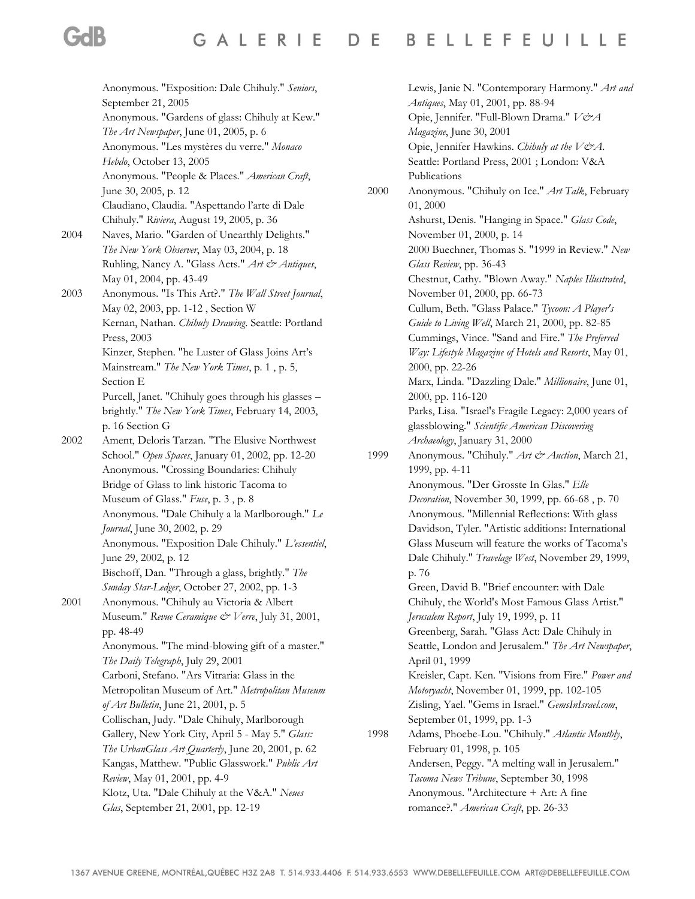Anonymous. "Exposition: Dale Chihuly." *Seniors*, September 21, 2005

Anonymous. "Gardens of glass: Chihuly at Kew." *The Art Newspaper*, June 01, 2005, p. 6

Anonymous. "Les mystères du verre." *Monaco Hebdo*, October 13, 2005

Anonymous. "People & Places." *American Craft*, June 30, 2005, p. 12

Claudiano, Claudia. "Aspettando l'arte di Dale Chihuly." *Riviera*, August 19, 2005, p. 36

2004 Naves, Mario. "Garden of Unearthly Delights." *The New York Observer*, May 03, 2004, p. 18

Ruhling, Nancy A. "Glass Acts." *Art & Antiques*, May 01, 2004, pp. 43-49

2003 Anonymous. "Is This Art?." *The Wall Street Journal*, May 02, 2003, pp. 1-12 , Section W

Kernan, Nathan. *Chihuly Drawing*. Seattle: Portland Press, 2003

Kinzer, Stephen. "he Luster of Glass Joins Art's Mainstream." *The New York Times*, p. 1 , p. 5, Section E

Purcell, Janet. "Chihuly goes through his glasses – brightly." *The New York Times*, February 14, 2003, p. 16 Section G

2002 Ament, Deloris Tarzan. "The Elusive Northwest School." *Open Spaces*, January 01, 2002, pp. 12-20

Anonymous. "Crossing Boundaries: Chihuly Bridge of Glass to link historic Tacoma to Museum of Glass." *Fuse*, p. 3 , p. 8

Anonymous. "Dale Chihuly a la Marlborough." *Le Journal*, June 30, 2002, p. 29

Anonymous. "Exposition Dale Chihuly." *L'essentiel*, June 29, 2002, p. 12

Bischoff, Dan. "Through a glass, brightly." *The Sunday Star-Ledger*, October 27, 2002, pp. 1-3

2001 Anonymous. "Chihuly au Victoria & Albert Museum." *Revue Ceramique & Verre*, July 31, 2001, pp. 48-49

Anonymous. "The mind-blowing gift of a master." *The Daily Telegraph*, July 29, 2001

Carboni, Stefano. "Ars Vitraria: Glass in the Metropolitan Museum of Art." *Metropolitan Museum of Art Bulletin*, June 21, 2001, p. 5

Collischan, Judy. "Dale Chihuly, Marlborough Gallery, New York City, April 5 - May 5." *Glass: The UrbanGlass Art Quarterly*, June 20, 2001, p. 62

Kangas, Matthew. "Public Glasswork." *Public Art Review*, May 01, 2001, pp. 4-9

Klotz, Uta. "Dale Chihuly at the V&A." *Neues Glas*, September 21, 2001, pp. 12-19

Lewis, Janie N. "Contemporary Harmony." *Art and Antiques*, May 01, 2001, pp. 88-94

Opie, Jennifer. "Full-Blown Drama." *V&A Magazine*, June 30, 2001

Opie, Jennifer Hawkins. *Chihuly at the V&A*. Seattle: Portland Press, 2001 ; London: V&A Publications

2000 Anonymous. "Chihuly on Ice." *Art Talk*, February 01, 2000

Ashurst, Denis. "Hanging in Space." *Glass Code*, November 01, 2000, p. 14

2000 Buechner, Thomas S. "1999 in Review." *New Glass Review*, pp. 36-43

Chestnut, Cathy. "Blown Away." *Naples Illustrated*, November 01, 2000, pp. 66-73

Cullum, Beth. "Glass Palace." *Tycoon: A Player's Guide to Living Well*, March 21, 2000, pp. 82-85

Cummings, Vince. "Sand and Fire." *The Preferred Way: Lifestyle Magazine of Hotels and Resorts*, May 01, 2000, pp. 22-26

Marx, Linda. "Dazzling Dale." *Millionaire*, June 01, 2000, pp. 116-120

Parks, Lisa. "Israel's Fragile Legacy: 2,000 years of glassblowing." *Scientific American Discovering Archaeology*, January 31, 2000

1999 Anonymous. "Chihuly." *Art & Auction*, March 21, 1999, pp. 4-11

Anonymous. "Der Grosste In Glas." *Elle Decoration*, November 30, 1999, pp. 66-68 , p. 70

Anonymous. "Millennial Reflections: With glass

Davidson, Tyler. "Artistic additions: International Glass Museum will feature the works of Tacoma's Dale Chihuly." *Travelage West*, November 29, 1999, p. 76

Green, David B. "Brief encounter: with Dale Chihuly, the World's Most Famous Glass Artist." *Jerusalem Report*, July 19, 1999, p. 11

Greenberg, Sarah. "Glass Act: Dale Chihuly in Seattle, London and Jerusalem." *The Art Newspaper*, April 01, 1999

Kreisler, Capt. Ken. "Visions from Fire." *Power and Motoryacht*, November 01, 1999, pp. 102-105

Zisling, Yael. "Gems in Israel." *GemsInIsrael.com*, September 01, 1999, pp. 1-3

1998 Adams, Phoebe-Lou. "Chihuly." *Atlantic Monthly*, February 01, 1998, p. 105

Andersen, Peggy. "A melting wall in Jerusalem." *Tacoma News Tribune*, September 30, 1998

Anonymous. "Architecture + Art: A fine romance?." *American Craft*, pp. 26-33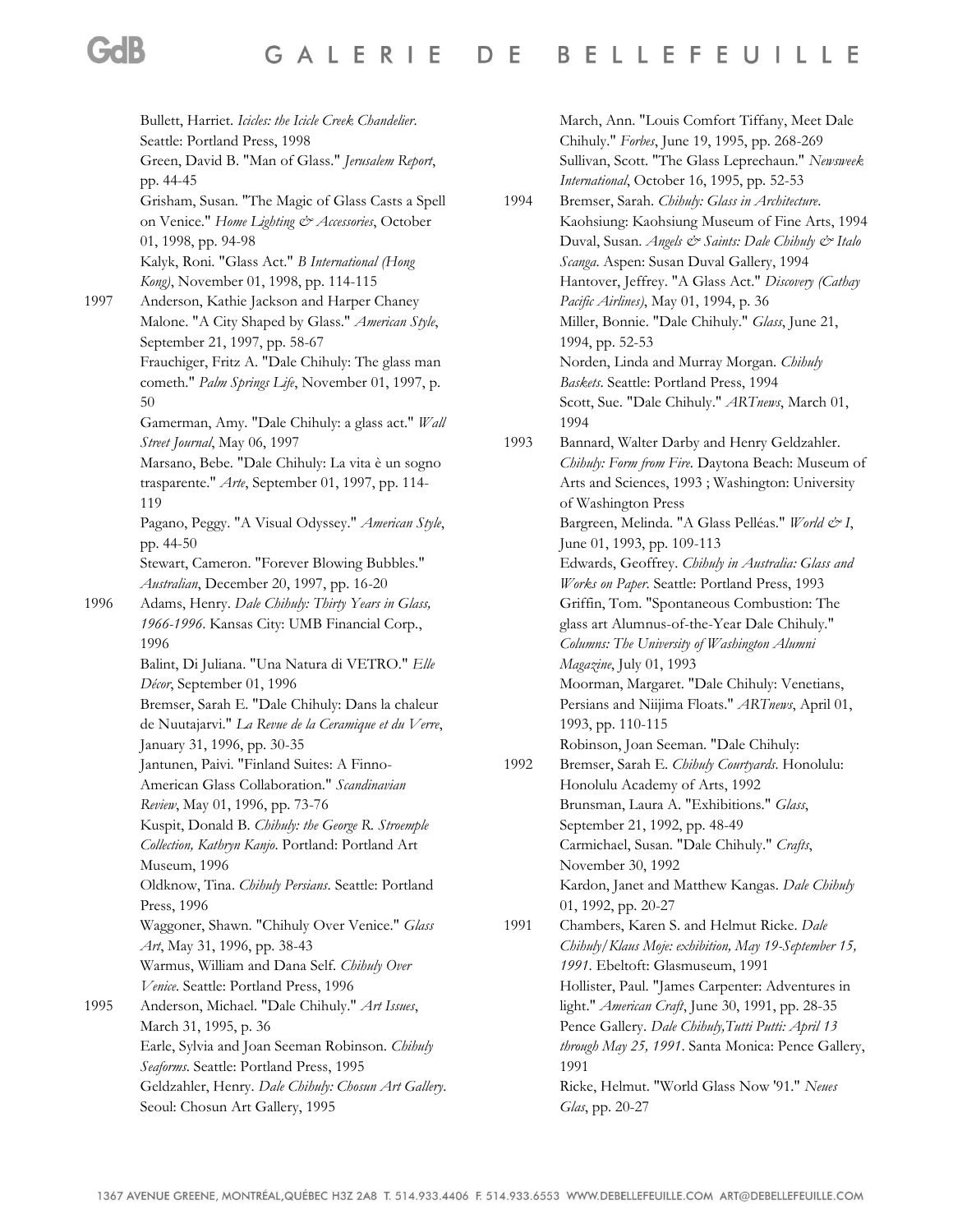Bullett, Harriet. *Icicles: the Icicle Creek Chandelier*. Seattle: Portland Press, 1998

Green, David B. "Man of Glass." *Jerusalem Report*, pp. 44-45

Grisham, Susan. "The Magic of Glass Casts a Spell on Venice." *Home Lighting & Accessories*, October 01, 1998, pp. 94-98

Kalyk, Roni. "Glass Act." *B International (Hong Kong)*, November 01, 1998, pp. 114-115

1997 Anderson, Kathie Jackson and Harper Chaney Malone. "A City Shaped by Glass." *American Style*, September 21, 1997, pp. 58-67

Frauchiger, Fritz A. "Dale Chihuly: The glass man cometh." *Palm Springs Life*, November 01, 1997, p. 50

Gamerman, Amy. "Dale Chihuly: a glass act." *Wall Street Journal*, May 06, 1997

Marsano, Bebe. "Dale Chihuly: La vita è un sogno trasparente." *Arte*, September 01, 1997, pp. 114-119

Pagano, Peggy. "A Visual Odyssey." *American Style*, pp. 44-50

Stewart, Cameron. "Forever Blowing Bubbles." *Australian*, December 20, 1997, pp. 16-20

1996 Adams, Henry. *Dale Chihuly: Thirty Years in Glass, 1966-1996*. Kansas City: UMB Financial Corp., 1996

Balint, Di Juliana. "Una Natura di VETRO." *Elle Décor*, September 01, 1996

Bremser, Sarah E. "Dale Chihuly: Dans la chaleur de Nuutajarvi." *La Revue de la Ceramique et du Verre*, January 31, 1996, pp. 30-35

Jantunen, Paivi. "Finland Suites: A Finno-American Glass Collaboration." *Scandinavian Review*, May 01, 1996, pp. 73-76

Kuspit, Donald B. *Chihuly: the George R. Stroemple Collection, Kathryn Kanjo*. Portland: Portland Art Museum, 1996

Oldknow, Tina. *Chihuly Persians*. Seattle: Portland Press, 1996

Waggoner, Shawn. "Chihuly Over Venice." *Glass Art*, May 31, 1996, pp. 38-43

Warmus, William and Dana Self. *Chihuly Over Venice*. Seattle: Portland Press, 1996

1995 Anderson, Michael. "Dale Chihuly." *Art Issues*, March 31, 1995, p. 36

Earle, Sylvia and Joan Seeman Robinson. *Chihuly Seaforms*. Seattle: Portland Press, 1995

Geldzahler, Henry. *Dale Chihuly: Chosun Art Gallery*. Seoul: Chosun Art Gallery, 1995

March, Ann. "Louis Comfort Tiffany, Meet Dale Chihuly." *Forbes*, June 19, 1995, pp. 268-269

Sullivan, Scott. "The Glass Leprechaun." *Newsweek International*, October 16, 1995, pp. 52-53

1994 Bremser, Sarah. *Chihuly: Glass in Architecture*. Kaohsiung: Kaohsiung Museum of Fine Arts, 1994

Duval, Susan. *Angels & Saints: Dale Chihuly & Italo Scanga*. Aspen: Susan Duval Gallery, 1994

Hantover, Jeffrey. "A Glass Act." *Discovery (Cathay Pacific Airlines)*, May 01, 1994, p. 36

Miller, Bonnie. "Dale Chihuly." *Glass*, June 21, 1994, pp. 52-53

Norden, Linda and Murray Morgan. *Chihuly Baskets*. Seattle: Portland Press, 1994

Scott, Sue. "Dale Chihuly." *ARTnews*, March 01, 1994

1993 Bannard, Walter Darby and Henry Geldzahler. *Chihuly: Form from Fire*. Daytona Beach: Museum of Arts and Sciences, 1993 ; Washington: University of Washington Press

Bargreen, Melinda. "A Glass Pelléas." *World & I*, June 01, 1993, pp. 109-113

Edwards, Geoffrey. *Chihuly in Australia: Glass and Works on Paper*. Seattle: Portland Press, 1993

Griffin, Tom. "Spontaneous Combustion: The glass art Alumnus-of-the-Year Dale Chihuly." *Columns: The University of Washington Alumni Magazine*, July 01, 1993

Moorman, Margaret. "Dale Chihuly: Venetians, Persians and Niijima Floats." *ARTnews*, April 01, 1993, pp. 110-115

Robinson, Joan Seeman. "Dale Chihuly:

1992 Bremser, Sarah E. *Chihuly Courtyards*. Honolulu: Honolulu Academy of Arts, 1992

Brunsman, Laura A. "Exhibitions." *Glass*, September 21, 1992, pp. 48-49

Carmichael, Susan. "Dale Chihuly." *Crafts*, November 30, 1992

Kardon, Janet and Matthew Kangas. *Dale Chihuly* 01, 1992, pp. 20-27

1991 Chambers, Karen S. and Helmut Ricke. *Dale Chihuly/Klaus Moje: exhibition, May 19-September 15, 1991*. Ebeltoft: Glasmuseum, 1991

Hollister, Paul. "James Carpenter: Adventures in light." *American Craft*, June 30, 1991, pp. 28-35

Pence Gallery. *Dale Chihuly,Tutti Putti: April 13 through May 25, 1991*. Santa Monica: Pence Gallery, 1991

Ricke, Helmut. "World Glass Now '91." *Neues Glas*, pp. 20-27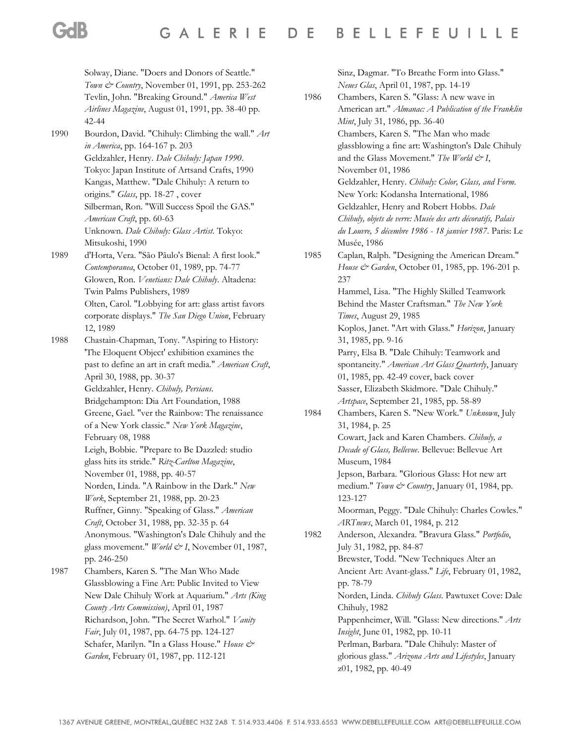Solway, Diane. "Doers and Donors of Seattle." *Town & Country*, November 01, 1991, pp. 253-262

Tevlin, John. "Breaking Ground." *America West Airlines Magazine*, August 01, 1991, pp. 38-40 pp. 42-44

**1990**

Bourdon, David. "Chihuly: Climbing the wall." *Art in America*, pp. 164-167 p. 203

Geldzahler, Henry. *Dale Chihuly: Japan 1990*. Tokyo: Japan Institute of Artsand Crafts, 1990

Kangas, Matthew. "Dale Chihuly: A return to origins." *Glass*, pp. 18-27 , cover

Silberman, Ron. "Will Success Spoil the GAS." *American Craft*, pp. 60-63

Unknown. *Dale Chihuly: Glass Artist*. Tokyo: Mitsukoshi, 1990

**1989**

d'Horta, Vera. "São Pãulo's Bienal: A first look." *Contemporanea*, October 01, 1989, pp. 74-77

Glowen, Ron. *Venetians: Dale Chihuly*. Altadena: Twin Palms Publishers, 1989

Olten, Carol. "Lobbying for art: glass artist favors corporate displays." *The San Diego Union*, February 12, 1989

**1988**

Chastain-Chapman, Tony. "Aspiring to History: 'The Eloquent Object' exhibition examines the past to define an art in craft media." *American Craft*, April 30, 1988, pp. 30-37

Geldzahler, Henry. *Chihuly, Persians*. Bridgehampton: Dia Art Foundation, 1988

Greene, Gael. "ver the Rainbow: The renaissance of a New York classic." *New York Magazine*, February 08, 1988

Leigh, Bobbie. "Prepare to Be Dazzled: studio glass hits its stride." *Ritz-Carlton Magazine*, November 01, 1988, pp. 40-57

Norden, Linda. "A Rainbow in the Dark." *New Work*, September 21, 1988, pp. 20-23

Ruffner, Ginny. "Speaking of Glass." *American Craft*, October 31, 1988, pp. 32-35 p. 64

Anonymous. "Washington's Dale Chihuly and the glass movement." *World & I*, November 01, 1987, pp. 246-250

**1987**

Chambers, Karen S. "The Man Who Made Glassblowing a Fine Art: Public Invited to View New Dale Chihuly Work at Aquarium." *Arts (King County Arts Commission)*, April 01, 1987

Richardson, John. "The Secret Warhol." *Vanity Fair*, July 01, 1987, pp. 64-75 pp. 124-127

Schafer, Marilyn. "In a Glass House." *House & Garden*, February 01, 1987, pp. 112-121

Sinz, Dagmar. "To Breathe Form into Glass." *Neues Glas*, April 01, 1987, pp. 14-19

**1986**

Chambers, Karen S. "Glass: A new wave in American art." *Almanac: A Publication of the Franklin Mint*, July 31, 1986, pp. 36-40

Chambers, Karen S. "The Man who made glassblowing a fine art: Washington's Dale Chihuly and the Glass Movement." *The World & I*, November 01, 1986

Geldzahler, Henry. *Chihuly: Color, Glass, and Form*. New York: Kodansha International, 1986

Geldzahler, Henry and Robert Hobbs. *Dale Chihuly, objets de verre: Musée des arts décoratifs, Palais du Louvre, 5 décembre 1986 - 18 janvier 1987*. Paris: Le Musée, 1986

**1985**

Caplan, Ralph. "Designing the American Dream." *House & Garden*, October 01, 1985, pp. 196-201 p. 237

Hammel, Lisa. "The Highly Skilled Teamwork Behind the Master Craftsman." *The New York Times*, August 29, 1985

Koplos, Janet. "Art with Glass." *Horizon*, January 31, 1985, pp. 9-16

Parry, Elsa B. "Dale Chihuly: Teamwork and spontaneity." *American Art Glass Quarterly*, January 01, 1985, pp. 42-49 cover, back cover

Sasser, Elizabeth Skidmore. "Dale Chihuly." *Artspace*, September 21, 1985, pp. 58-89

**1984**

Chambers, Karen S. "New Work." *Unknown*, July 31, 1984, p. 25

Cowart, Jack and Karen Chambers. *Chihuly, a Decade of Glass, Bellevue*. Bellevue: Bellevue Art Museum, 1984

Jepson, Barbara. "Glorious Glass: Hot new art medium." *Town & Country*, January 01, 1984, pp. 123-127

Moorman, Peggy. "Dale Chihuly: Charles Cowles." *ARTnews*, March 01, 1984, p. 212

**1982**

Anderson, Alexandra. "Bravura Glass." *Portfolio*, July 31, 1982, pp. 84-87

Brewster, Todd. "New Techniques Alter an Ancient Art: Avant-glass." *Life*, February 01, 1982, pp. 78-79

Norden, Linda. *Chihuly Glass*. Pawtuxet Cove: Dale Chihuly, 1982

Pappenheimer, Will. "Glass: New directions." *Arts Insight*, June 01, 1982, pp. 10-11

Perlman, Barbara. "Dale Chihuly: Master of glorious glass." *Arizona Arts and Lifestyles*, January z01, 1982, pp. 40-49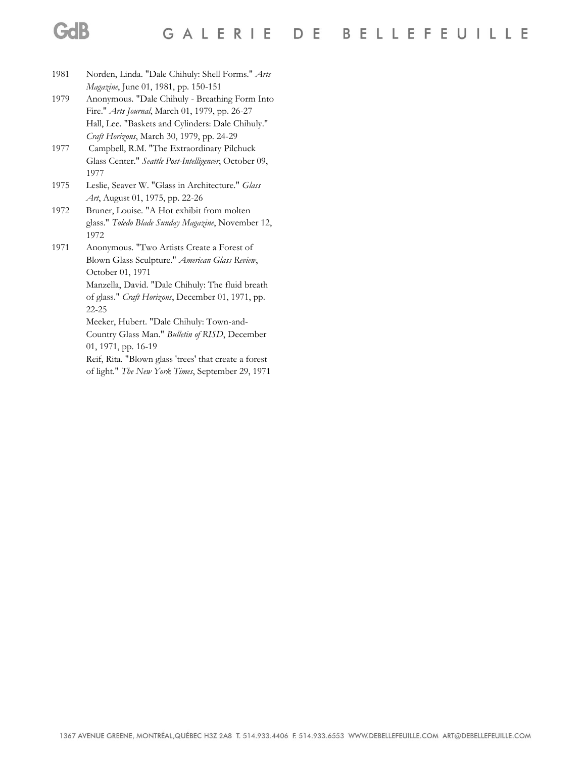1981 Norden, Linda. "Dale Chihuly: Shell Forms." *Arts Magazine*, June 01, 1981, pp. 150-151

1979 Anonymous. "Dale Chihuly - Breathing Form Into Fire." *Arts Journal*, March 01, 1979, pp. 26-27

Hall, Lee. "Baskets and Cylinders: Dale Chihuly." *Craft Horizons*, March 30, 1979, pp. 24-29

1977 Campbell, R.M. "The Extraordinary Pilchuck Glass Center." *Seattle Post-Intelligencer*, October 09, 1977

1975 Leslie, Seaver W. "Glass in Architecture." *Glass Art*, August 01, 1975, pp. 22-26

1972 Bruner, Louise. "A Hot exhibit from molten glass." *Toledo Blade Sunday Magazine*, November 12, 1972

1971 Anonymous. "Two Artists Create a Forest of Blown Glass Sculpture." *American Glass Review*, October 01, 1971

Manzella, David. "Dale Chihuly: The fluid breath of glass." *Craft Horizons*, December 01, 1971, pp. 22-25

Meeker, Hubert. "Dale Chihuly: Town-and-Country Glass Man." *Bulletin of RISD*, December 01, 1971, pp. 16-19

Reif, Rita. "Blown glass 'trees' that create a forest of light." *The New York Times*, September 29, 1971